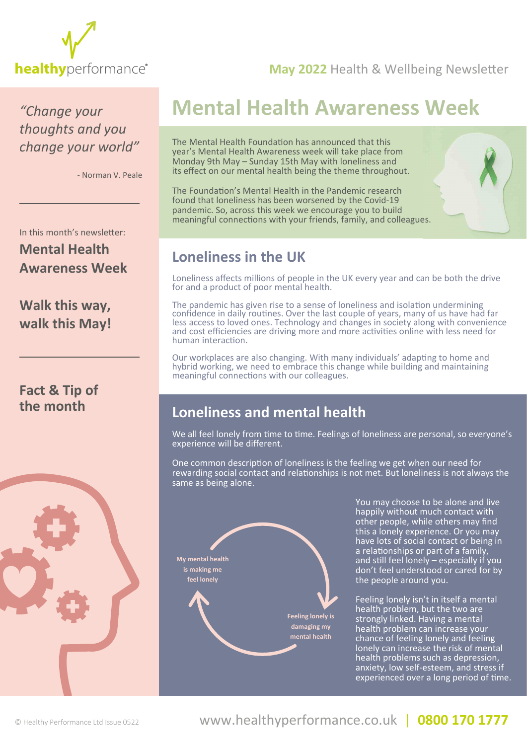healthyperformance®

**May 2022** Health & Wellbeing Newsletter

*"Change your thoughts and you change your world"*

\- Norman V. Peale

In this month's newsletter:

**Mental Health Awareness Week**

**Walk this way, walk this May!**

**Fact & Tip of the month**

# Mental Health Awareness Week

The Mental Health Foundation has announced that this year's Mental Health Awareness week will take place from Monday 9th May – Sunday 15th May with loneliness and its effect on our mental health being the theme throughout.

The Foundation's Mental Health in the Pandemic research found that loneliness has been worsened by the Covid-19 pandemic. So, across this week we encourage you to build meaningful connections with your friends, family, and colleagues.

## Loneliness in the UK

Loneliness affects millions of people in the UK every year and can be both the drive for and a product of poor mental health.

The pandemic has given rise to a sense of loneliness and isolation undermining confidence in daily routines. Over the last couple of years, many of us have had far less access to loved ones. Technology and changes in society along with convenience and cost efficiencies are driving more and more activities online with less need for human interaction.

Our workplaces are also changing. With many individuals' adapting to home and hybrid working, we need to embrace this change while building and maintaining meaningful connections with our colleagues.

## Loneliness and mental health

We all feel lonely from time to time. Feelings of loneliness are personal, so everyone's experience will be different.

One common description of loneliness is the feeling we get when our need for rewarding social contact and relationships is not met. But loneliness is not always the same as being alone.

My mental health is making me feel lonely

Feeling lonely is damaging my mental health

You may choose to be alone and live happily without much contact with other people, while others may find this a lonely experience. Or you may have lots of social contact or being in a relationships or part of a family, and still feel lonely – especially if you don't feel understood or cared for by the people around you.

Feeling lonely isn't in itself a mental health problem, but the two are strongly linked. Having a mental health problem can increase your chance of feeling lonely and feeling lonely can increase the risk of mental health problems such as depression, anxiety, low self-esteem, and stress if experienced over a long period of time.

© Healthy Performance Ltd Issue 0522

www.healthyperformance.co.uk | **0800 170 1777**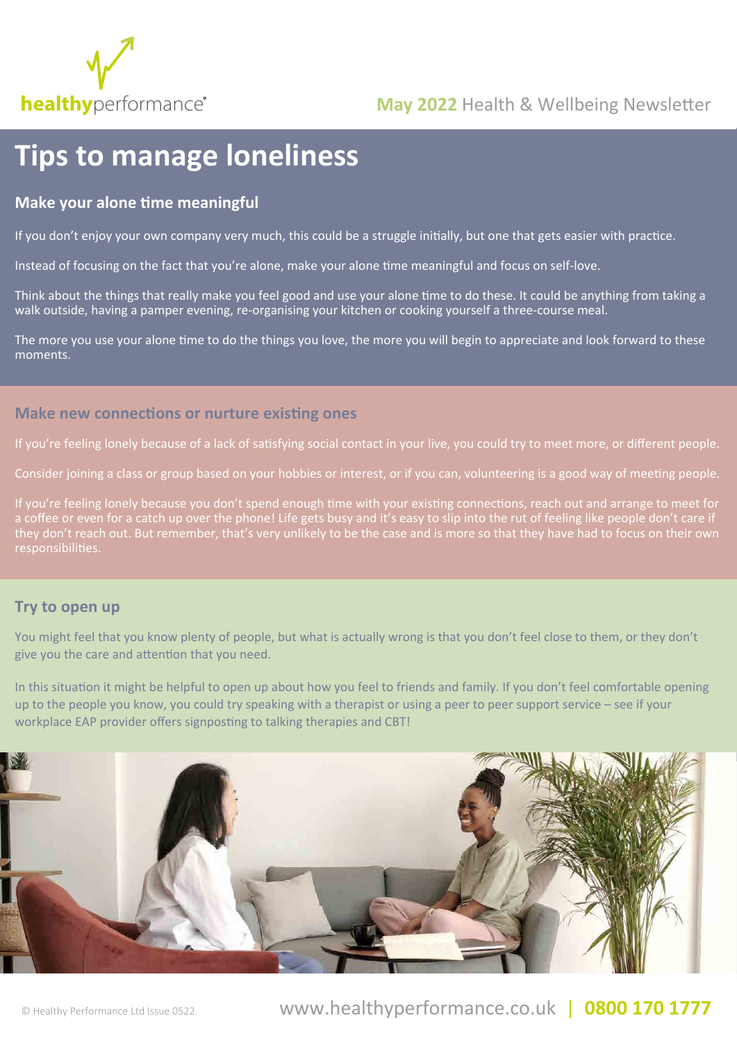# Tips to manage loneliness

## Make your alone time meaningful

If you don't enjoy your own company very much, this could be a struggle initially, but one that gets easier with practice.

Instead of focusing on the fact that you're alone, make your alone time meaningful and focus on self-love.

Think about the things that really make you feel good and use your alone time to do these. It could be anything from taking a walk outside, having a pamper evening, re-organising your kitchen or cooking yourself a three-course meal.

The more you use your alone time to do the things you love, the more you will begin to appreciate and look forward to these moments.

## Make new connections or nurture existing ones

If you're feeling lonely because of a lack of satisfying social contact in your live, you could try to meet more, or different people.

Consider joining a class or group based on your hobbies or interest, or if you can, volunteering is a good way of meeting people.

If you're feeling lonely because you don't spend enough time with your existing connections, reach out and arrange to meet for a coffee or even for a catch up over the phone! Life gets busy and it's easy to slip into the rut of feeling like people don't care if they don't reach out. But remember, that's very unlikely to be the case and is more so that they have had to focus on their own responsibilities.

## Try to open up

You might feel that you know plenty of people, but what is actually wrong is that you don't feel close to them, or they don't give you the care and attention that you need.

In this situation it might be helpful to open up about how you feel to friends and family. If you don't feel comfortable opening up to the people you know, you could try speaking with a therapist or using a peer to peer support service – see if your workplace EAP provider offers signposting to talking therapies and CBT!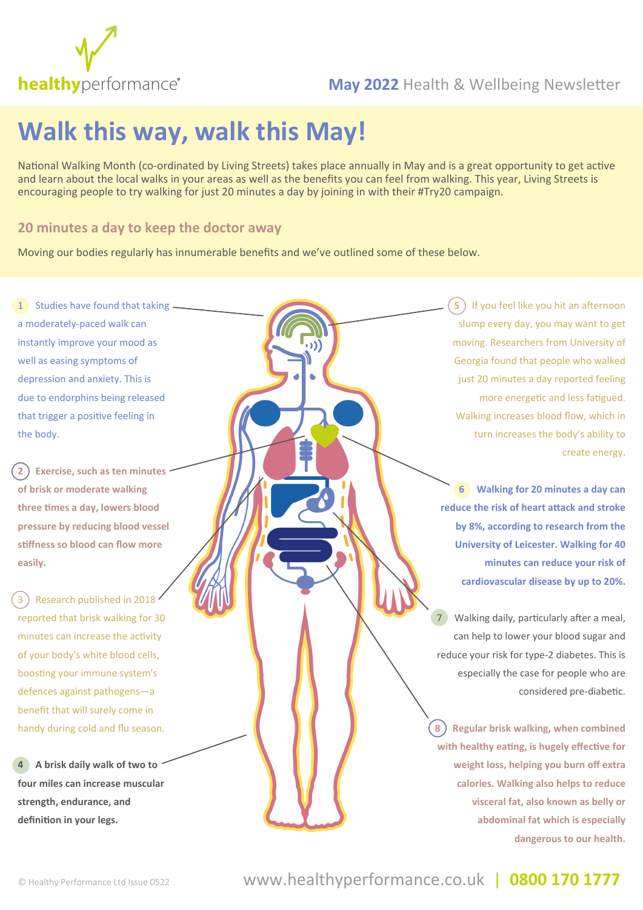healthyperformance®

**May 2022** Health & Wellbeing Newsletter

# Walk this way, walk this May!

National Walking Month (co-ordinated by Living Streets) takes place annually in May and is a great opportunity to get active and learn about the local walks in your areas as well as the benefits you can feel from walking. This year, Living Streets is encouraging people to try walking for just 20 minutes a day by joining in with their #Try20 campaign.

## 20 minutes a day to keep the doctor away

Moving our bodies regularly has innumerable benefits and we've outlined some of these below.

1. Studies have found that taking a moderately-paced walk can instantly improve your mood as well as easing symptoms of depression and anxiety. This is due to endorphins being released that trigger a positive feeling in the body.

2. **Exercise, such as ten minutes of brisk or moderate walking three times a day, lowers blood pressure by reducing blood vessel stiffness so blood can flow more easily.**

3. Research published in 2018 reported that brisk walking for 30 minutes can increase the activity of your body's white blood cells, boosting your immune system's defences against pathogens—a benefit that will surely come in handy during cold and flu season.

4. **A brisk daily walk of two to four miles can increase muscular strength, endurance, and definition in your legs.**

5. If you feel like you hit an afternoon slump every day, you may want to get moving. Researchers from University of Georgia found that people who walked just 20 minutes a day reported feeling more energetic and less fatigued. Walking increases blood flow, which in turn increases the body's ability to create energy.

6. **Walking for 20 minutes a day can reduce the risk of heart attack and stroke by 8%, according to research from the University of Leicester. Walking for 40 minutes can reduce your risk of cardiovascular disease by up to 20%.**

7. Walking daily, particularly after a meal, can help to lower your blood sugar and reduce your risk for type-2 diabetes. This is especially the case for people who are considered pre-diabetic.

8. **Regular brisk walking, when combined with healthy eating, is hugely effective for weight loss, helping you burn off extra calories. Walking also helps to reduce visceral fat, also known as belly or abdominal fat which is especially dangerous to our health.**

© Healthy Performance Ltd Issue 0522

www.healthyperformance.co.uk | **0800 170 1777**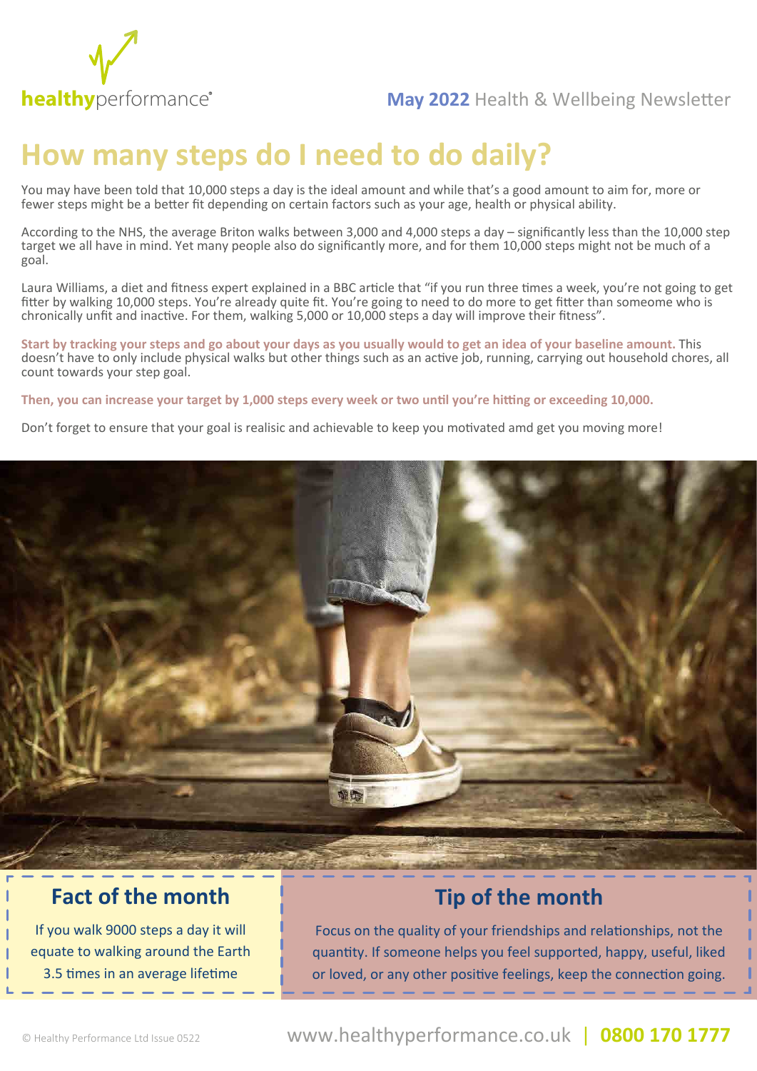healthyperformance®

**May 2022** Health & Wellbeing Newsletter

# How many steps do I need to do daily?

You may have been told that 10,000 steps a day is the ideal amount and while that's a good amount to aim for, more or fewer steps might be a better fit depending on certain factors such as your age, health or physical ability.

According to the NHS, the average Briton walks between 3,000 and 4,000 steps a day – significantly less than the 10,000 step target we all have in mind. Yet many people also do significantly more, and for them 10,000 steps might not be much of a goal.

Laura Williams, a diet and fitness expert explained in a BBC article that "if you run three times a week, you're not going to get fitter by walking 10,000 steps. You're already quite fit. You're going to need to do more to get fitter than someone who is chronically unfit and inactive. For them, walking 5,000 or 10,000 steps a day will improve their fitness".

**Start by tracking your steps and go about your days as you usually would to get an idea of your baseline amount.** This doesn't have to only include physical walks but other things such as an active job, running, carrying out household chores, all count towards your step goal.

**Then, you can increase your target by 1,000 steps every week or two until you're hitting or exceeding 10,000.**

Don't forget to ensure that your goal is realisic and achievable to keep you motivated amd get you moving more!

## Fact of the month

If you walk 9000 steps a day it will equate to walking around the Earth 3.5 times in an average lifetime

## Tip of the month

Focus on the quality of your friendships and relationships, not the quantity. If someone helps you feel supported, happy, useful, liked or loved, or any other positive feelings, keep the connection going.

© Healthy Performance Ltd Issue 0522

www.healthyperformance.co.uk | **0800 170 1777**